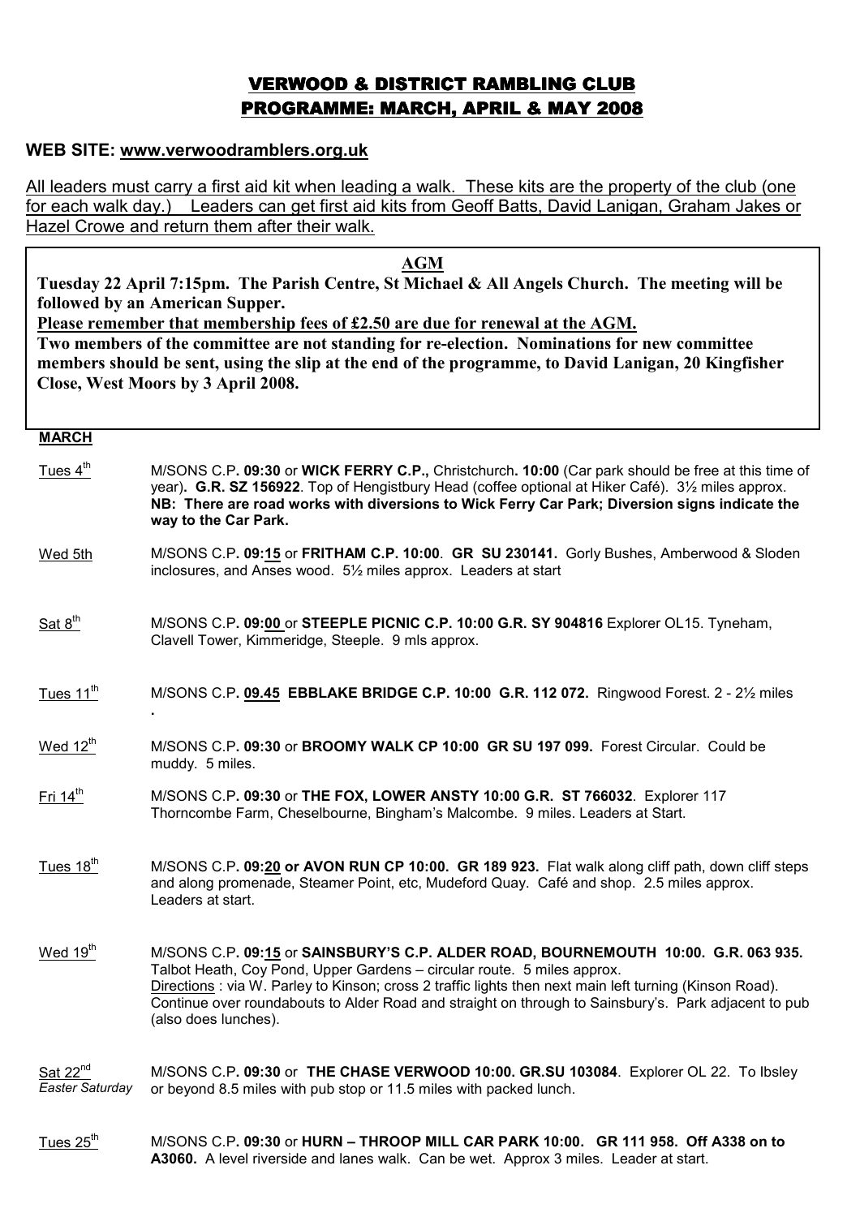# VERWOOD & DISTRICT RAMBLING CLUB
## PROGRAMME: MARCH, APRIL & MAY 2008

**WEB SITE: www.verwoodramblers.org.uk**

All leaders must carry a first aid kit when leading a walk. These kits are the property of the club (one for each walk day.) Leaders can get first aid kits from Geoff Batts, David Lanigan, Graham Jakes or Hazel Crowe and return them after their walk.

**AGM**

**Tuesday 22 April 7:15pm. The Parish Centre, St Michael & All Angels Church. The meeting will be followed by an American Supper.**

**Please remember that membership fees of £2.50 are due for renewal at the AGM.**

**Two members of the committee are not standing for re-election. Nominations for new committee members should be sent, using the slip at the end of the programme, to David Lanigan, 20 Kingfisher Close, West Moors by 3 April 2008.**

**MARCH**

| Date | Details |
|---|---|
| Tues 4th | M/SONS C.P**. 09:30** or **WICK FERRY C.P.,** Christchurch**. 10:00** (Car park should be free at this time of year)**. G.R. SZ 156922**. Top of Hengistbury Head (coffee optional at Hiker Café). 3½ miles approx. **NB: There are road works with diversions to Wick Ferry Car Park; Diversion signs indicate the way to the Car Park.** |
| Wed 5th | M/SONS C.P**. 09:15** or **FRITHAM C.P. 10:00**. **GR SU 230141.** Gorly Bushes, Amberwood & Sloden inclosures, and Anses wood. 5½ miles approx. Leaders at start |
| Sat 8th | M/SONS C.P**. 09:00** or **STEEPLE PICNIC C.P. 10:00 G.R. SY 904816** Explorer OL15. Tyneham, Clavell Tower, Kimmeridge, Steeple. 9 mls approx. |
| Tues 11th | M/SONS C.P**. 09.45 EBBLAKE BRIDGE C.P. 10:00 G.R. 112 072.** Ringwood Forest. 2 - 2½ miles . |
| Wed 12th | M/SONS C.P**. 09:30** or **BROOMY WALK CP 10:00 GR SU 197 099.** Forest Circular. Could be muddy. 5 miles. |
| Fri 14th | M/SONS C.P**. 09:30** or **THE FOX, LOWER ANSTY 10:00 G.R. ST 766032**. Explorer 117 Thorncombe Farm, Cheselbourne, Bingham's Malcombe. 9 miles. Leaders at Start. |
| Tues 18th | M/SONS C.P**. 09:20 or AVON RUN CP 10:00. GR 189 923.** Flat walk along cliff path, down cliff steps and along promenade, Steamer Point, etc, Mudeford Quay. Café and shop. 2.5 miles approx. Leaders at start. |
| Wed 19th | M/SONS C.P**. 09:15** or **SAINSBURY'S C.P. ALDER ROAD, BOURNEMOUTH 10:00. G.R. 063 935.** Talbot Heath, Coy Pond, Upper Gardens – circular route. 5 miles approx. Directions : via W. Parley to Kinson; cross 2 traffic lights then next main left turning (Kinson Road). Continue over roundabouts to Alder Road and straight on through to Sainsbury's. Park adjacent to pub (also does lunches). |
| Sat 22nd *Easter Saturday* | M/SONS C.P**. 09:30** or **THE CHASE VERWOOD 10:00. GR.SU 103084**. Explorer OL 22. To Ibsley or beyond 8.5 miles with pub stop or 11.5 miles with packed lunch. |
| Tues 25th | M/SONS C.P**. 09:30** or **HURN – THROOP MILL CAR PARK 10:00. GR 111 958. Off A338 on to A3060.** A level riverside and lanes walk. Can be wet. Approx 3 miles. Leader at start. |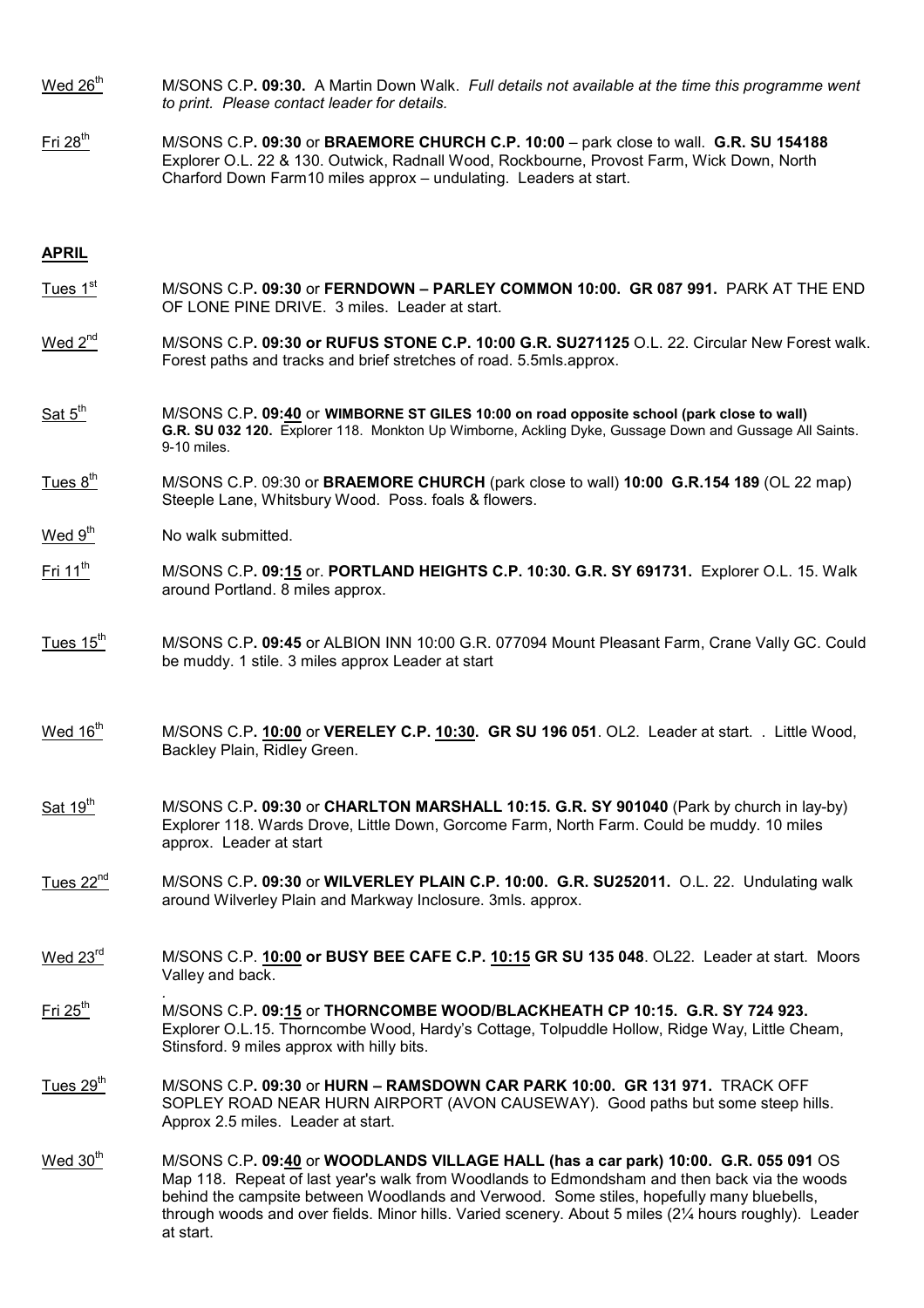Wed 26th M/SONS C.P**. 09:30.** A Martin Down Walk. *Full details not available at the time this programme went to print. Please contact leader for details.*

Fri 28th M/SONS C.P**. 09:30** or **BRAEMORE CHURCH C.P. 10:00** – park close to wall. **G.R. SU 154188** Explorer O.L. 22 & 130. Outwick, Radnall Wood, Rockbourne, Provost Farm, Wick Down, North Charford Down Farm10 miles approx – undulating. Leaders at start.

## APRIL

Tues 1st M/SONS C.P**. 09:30** or **FERNDOWN – PARLEY COMMON 10:00. GR 087 991.** PARK AT THE END OF LONE PINE DRIVE. 3 miles. Leader at start.

Wed 2nd M/SONS C.P**. 09:30 or RUFUS STONE C.P. 10:00 G.R. SU271125** O.L. 22. Circular New Forest walk. Forest paths and tracks and brief stretches of road. 5.5mls.approx.

Sat 5th M/SONS C.P**. 09:40** or **WIMBORNE ST GILES 10:00 on road opposite school (park close to wall) G.R. SU 032 120.** Explorer 118. Monkton Up Wimborne, Ackling Dyke, Gussage Down and Gussage All Saints. 9-10 miles.

Tues 8th M/SONS C.P. 09:30 or **BRAEMORE CHURCH** (park close to wall) **10:00 G.R.154 189** (OL 22 map) Steeple Lane, Whitsbury Wood. Poss. foals & flowers.

Wed 9th No walk submitted.

Fri 11th M/SONS C.P**. 09:15** or. **PORTLAND HEIGHTS C.P. 10:30. G.R. SY 691731.** Explorer O.L. 15. Walk around Portland. 8 miles approx.

Tues 15th M/SONS C.P**. 09:45** or ALBION INN 10:00 G.R. 077094 Mount Pleasant Farm, Crane Vally GC. Could be muddy. 1 stile. 3 miles approx Leader at start

Wed 16th M/SONS C.P**. 10:00** or **VERELEY C.P. 10:30. GR SU 196 051**. OL2. Leader at start. . Little Wood, Backley Plain, Ridley Green.

Sat 19th M/SONS C.P**. 09:30** or **CHARLTON MARSHALL 10:15. G.R. SY 901040** (Park by church in lay-by) Explorer 118. Wards Drove, Little Down, Gorcome Farm, North Farm. Could be muddy. 10 miles approx. Leader at start

Tues 22nd M/SONS C.P**. 09:30** or **WILVERLEY PLAIN C.P. 10:00. G.R. SU252011.** O.L. 22. Undulating walk around Wilverley Plain and Markway Inclosure. 3mls. approx.

Wed 23rd M/SONS C.P. **10:00 or BUSY BEE CAFE C.P. 10:15 GR SU 135 048**. OL22. Leader at start. Moors Valley and back.

Fri 25th M/SONS C.P**. 09:15** or **THORNCOMBE WOOD/BLACKHEATH CP 10:15. G.R. SY 724 923.** Explorer O.L.15. Thorncombe Wood, Hardy's Cottage, Tolpuddle Hollow, Ridge Way, Little Cheam, Stinsford. 9 miles approx with hilly bits.

Tues 29th M/SONS C.P**. 09:30** or **HURN – RAMSDOWN CAR PARK 10:00. GR 131 971.** TRACK OFF SOPLEY ROAD NEAR HURN AIRPORT (AVON CAUSEWAY). Good paths but some steep hills. Approx 2.5 miles. Leader at start.

Wed 30th M/SONS C.P**. 09:40** or **WOODLANDS VILLAGE HALL (has a car park) 10:00. G.R. 055 091** OS Map 118. Repeat of last year's walk from Woodlands to Edmondsham and then back via the woods behind the campsite between Woodlands and Verwood. Some stiles, hopefully many bluebells, through woods and over fields. Minor hills. Varied scenery. About 5 miles (2¼ hours roughly). Leader at start.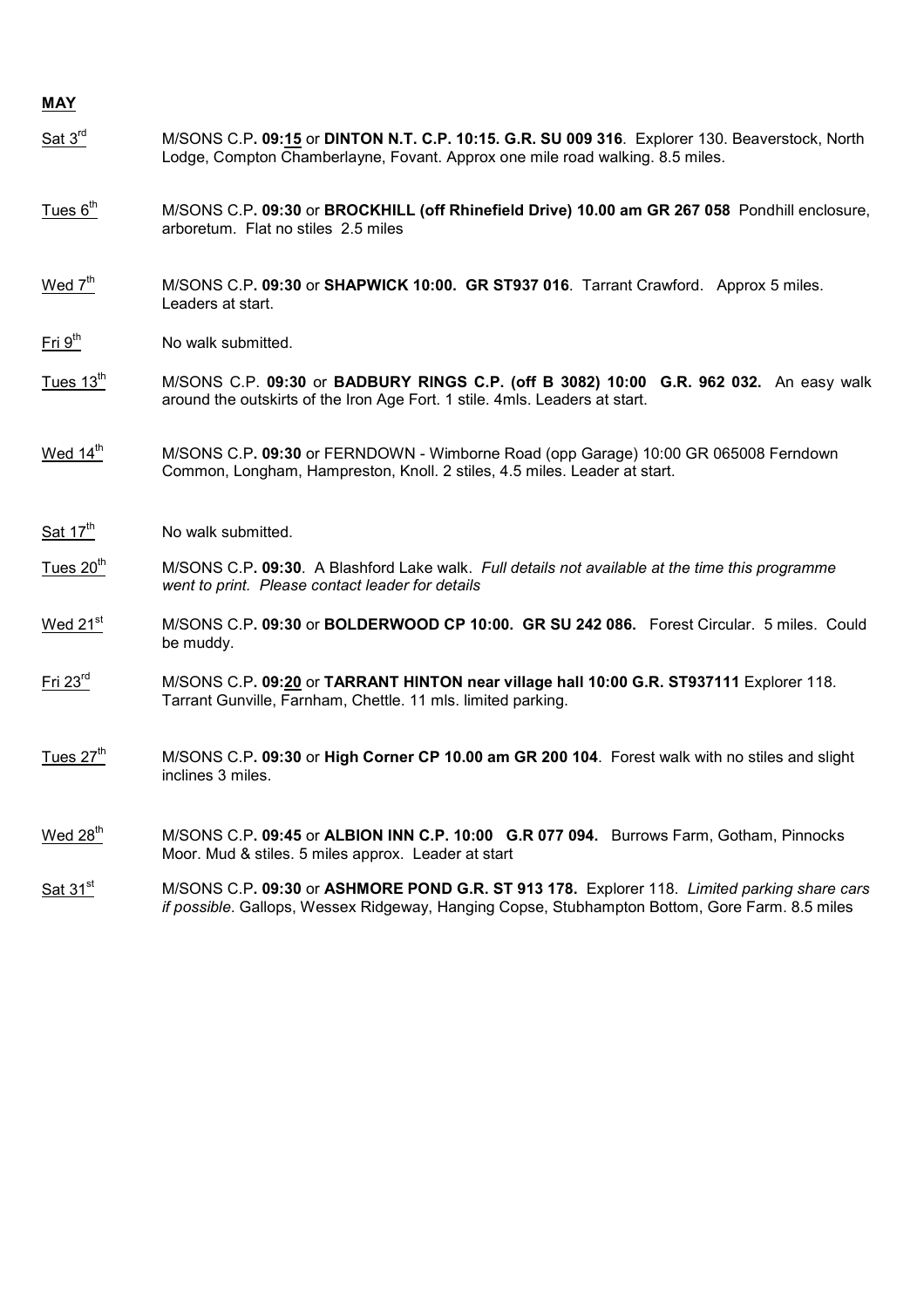**MAY**

Sat 3rd — M/SONS C.P**. 09:15** or **DINTON N.T. C.P. 10:15. G.R. SU 009 316**. Explorer 130. Beaverstock, North Lodge, Compton Chamberlayne, Fovant. Approx one mile road walking. 8.5 miles.

Tues 6th — M/SONS C.P**. 09:30** or **BROCKHILL (off Rhinefield Drive) 10.00 am GR 267 058** Pondhill enclosure, arboretum. Flat no stiles 2.5 miles

Wed 7th — M/SONS C.P**. 09:30** or **SHAPWICK 10:00. GR ST937 016**. Tarrant Crawford. Approx 5 miles. Leaders at start.

Fri 9th — No walk submitted.

Tues 13th — M/SONS C.P. **09:30** or **BADBURY RINGS C.P. (off B 3082) 10:00 G.R. 962 032.** An easy walk around the outskirts of the Iron Age Fort. 1 stile. 4mls. Leaders at start.

Wed 14th — M/SONS C.P**. 09:30** or FERNDOWN - Wimborne Road (opp Garage) 10:00 GR 065008 Ferndown Common, Longham, Hampreston, Knoll. 2 stiles, 4.5 miles. Leader at start.

Sat 17th — No walk submitted.

Tues 20th — M/SONS C.P**. 09:30**. A Blashford Lake walk. *Full details not available at the time this programme went to print. Please contact leader for details*

Wed 21st — M/SONS C.P**. 09:30** or **BOLDERWOOD CP 10:00. GR SU 242 086.** Forest Circular. 5 miles. Could be muddy.

Fri 23rd — M/SONS C.P**. 09:20** or **TARRANT HINTON near village hall 10:00 G.R. ST937111** Explorer 118. Tarrant Gunville, Farnham, Chettle. 11 mls. limited parking.

Tues 27th — M/SONS C.P**. 09:30** or **High Corner CP 10.00 am GR 200 104**. Forest walk with no stiles and slight inclines 3 miles.

Wed 28th — M/SONS C.P**. 09:45** or **ALBION INN C.P. 10:00 G.R 077 094.** Burrows Farm, Gotham, Pinnocks Moor. Mud & stiles. 5 miles approx. Leader at start

Sat 31st — M/SONS C.P**. 09:30** or **ASHMORE POND G.R. ST 913 178.** Explorer 118. *Limited parking share cars if possible*. Gallops, Wessex Ridgeway, Hanging Copse, Stubhampton Bottom, Gore Farm. 8.5 miles